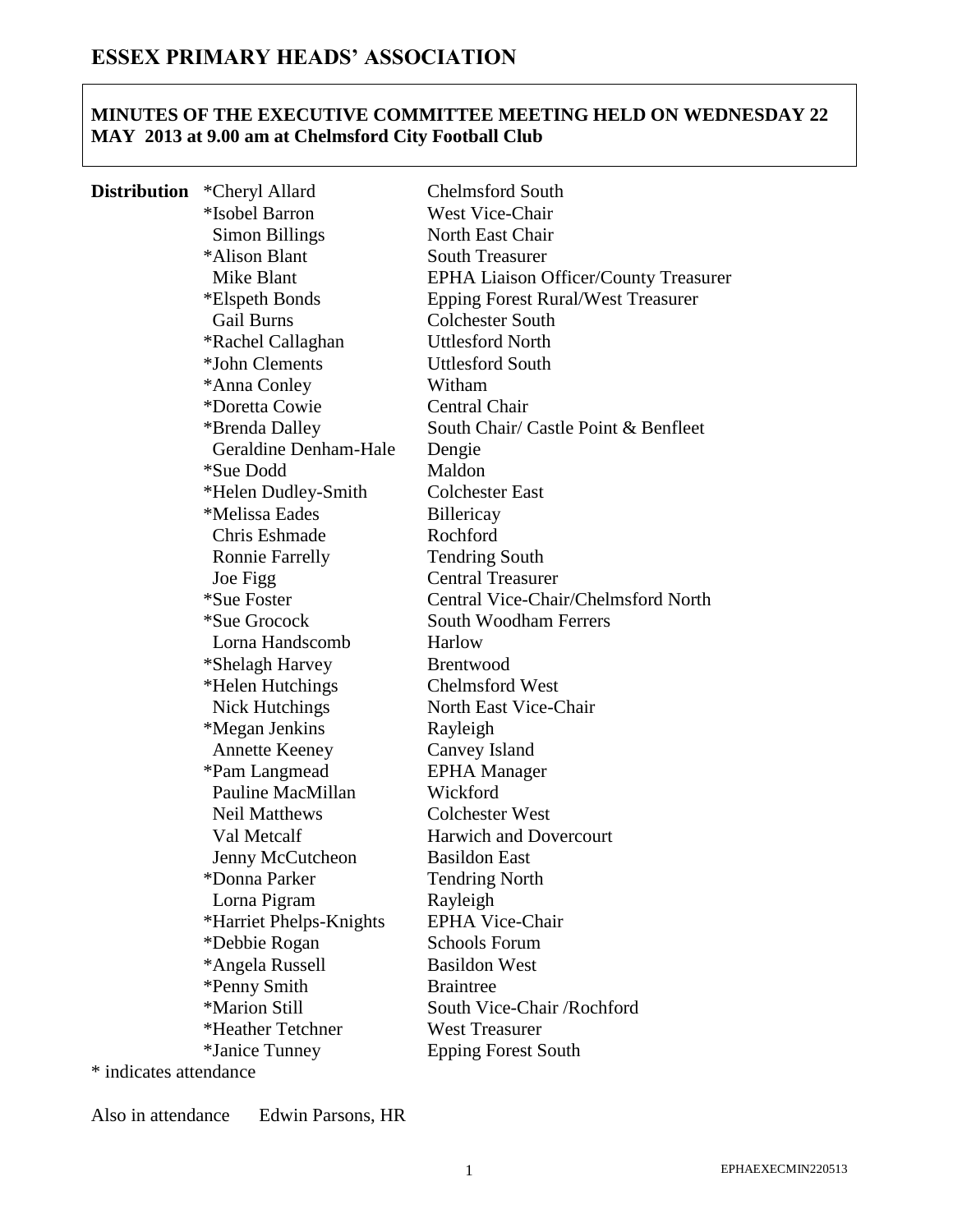# ESSEX PRIMARY HEADS' ASSOCIATION

**MINUTES OF THE EXECUTIVE COMMITTEE MEETING HELD ON WEDNESDAY 22 MAY 2013 at 9.00 am at Chelmsford City Football Club**

| **Distribution** | | |
|---|---|---|
| | *Cheryl Allard | Chelmsford South |
| | *Isobel Barron | West Vice-Chair |
| | Simon Billings | North East Chair |
| | *Alison Blant | South Treasurer |
| | Mike Blant | EPHA Liaison Officer/County Treasurer |
| | *Elspeth Bonds | Epping Forest Rural/West Treasurer |
| | Gail Burns | Colchester South |
| | *Rachel Callaghan | Uttlesford North |
| | *John Clements | Uttlesford South |
| | *Anna Conley | Witham |
| | *Doretta Cowie | Central Chair |
| | *Brenda Dalley | South Chair/ Castle Point & Benfleet |
| | Geraldine Denham-Hale | Dengie |
| | *Sue Dodd | Maldon |
| | *Helen Dudley-Smith | Colchester East |
| | *Melissa Eades | Billericay |
| | Chris Eshmade | Rochford |
| | Ronnie Farrelly | Tendring South |
| | Joe Figg | Central Treasurer |
| | *Sue Foster | Central Vice-Chair/Chelmsford North |
| | *Sue Grocock | South Woodham Ferrers |
| | Lorna Handscomb | Harlow |
| | *Shelagh Harvey | Brentwood |
| | *Helen Hutchings | Chelmsford West |
| | Nick Hutchings | North East Vice-Chair |
| | *Megan Jenkins | Rayleigh |
| | Annette Keeney | Canvey Island |
| | *Pam Langmead | EPHA Manager |
| | Pauline MacMillan | Wickford |
| | Neil Matthews | Colchester West |
| | Val Metcalf | Harwich and Dovercourt |
| | Jenny McCutcheon | Basildon East |
| | *Donna Parker | Tendring North |
| | Lorna Pigram | Rayleigh |
| | *Harriet Phelps-Knights | EPHA Vice-Chair |
| | *Debbie Rogan | Schools Forum |
| | *Angela Russell | Basildon West |
| | *Penny Smith | Braintree |
| | *Marion Still | South Vice-Chair /Rochford |
| | *Heather Tetchner | West Treasurer |
| | *Janice Tunney | Epping Forest South |

* indicates attendance

Also in attendance Edwin Parsons, HR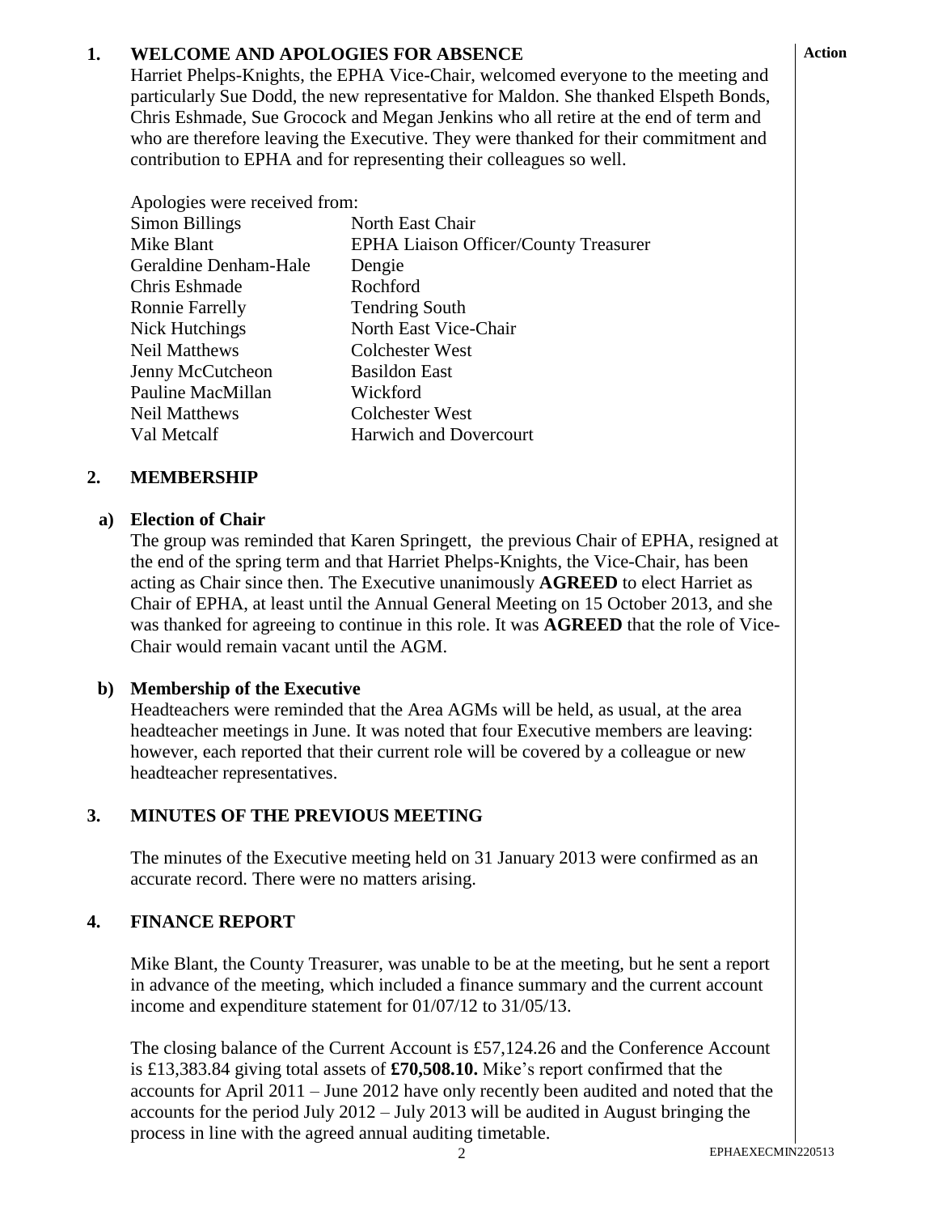## 1. WELCOME AND APOLOGIES FOR ABSENCE

**Action**

Harriet Phelps-Knights, the EPHA Vice-Chair, welcomed everyone to the meeting and particularly Sue Dodd, the new representative for Maldon. She thanked Elspeth Bonds, Chris Eshmade, Sue Grocock and Megan Jenkins who all retire at the end of term and who are therefore leaving the Executive. They were thanked for their commitment and contribution to EPHA and for representing their colleagues so well.

Apologies were received from:

| | |
|---|---|
| Simon Billings | North East Chair |
| Mike Blant | EPHA Liaison Officer/County Treasurer |
| Geraldine Denham-Hale | Dengie |
| Chris Eshmade | Rochford |
| Ronnie Farrelly | Tendring South |
| Nick Hutchings | North East Vice-Chair |
| Neil Matthews | Colchester West |
| Jenny McCutcheon | Basildon East |
| Pauline MacMillan | Wickford |
| Neil Matthews | Colchester West |
| Val Metcalf | Harwich and Dovercourt |

## 2. MEMBERSHIP

### a) Election of Chair

The group was reminded that Karen Springett, the previous Chair of EPHA, resigned at the end of the spring term and that Harriet Phelps-Knights, the Vice-Chair, has been acting as Chair since then. The Executive unanimously **AGREED** to elect Harriet as Chair of EPHA, at least until the Annual General Meeting on 15 October 2013, and she was thanked for agreeing to continue in this role. It was **AGREED** that the role of Vice-Chair would remain vacant until the AGM.

### b) Membership of the Executive

Headteachers were reminded that the Area AGMs will be held, as usual, at the area headteacher meetings in June. It was noted that four Executive members are leaving: however, each reported that their current role will be covered by a colleague or new headteacher representatives.

## 3. MINUTES OF THE PREVIOUS MEETING

The minutes of the Executive meeting held on 31 January 2013 were confirmed as an accurate record. There were no matters arising.

## 4. FINANCE REPORT

Mike Blant, the County Treasurer, was unable to be at the meeting, but he sent a report in advance of the meeting, which included a finance summary and the current account income and expenditure statement for 01/07/12 to 31/05/13.

The closing balance of the Current Account is £57,124.26 and the Conference Account is £13,383.84 giving total assets of **£70,508.10.** Mike's report confirmed that the accounts for April 2011 – June 2012 have only recently been audited and noted that the accounts for the period July 2012 – July 2013 will be audited in August bringing the process in line with the agreed annual auditing timetable.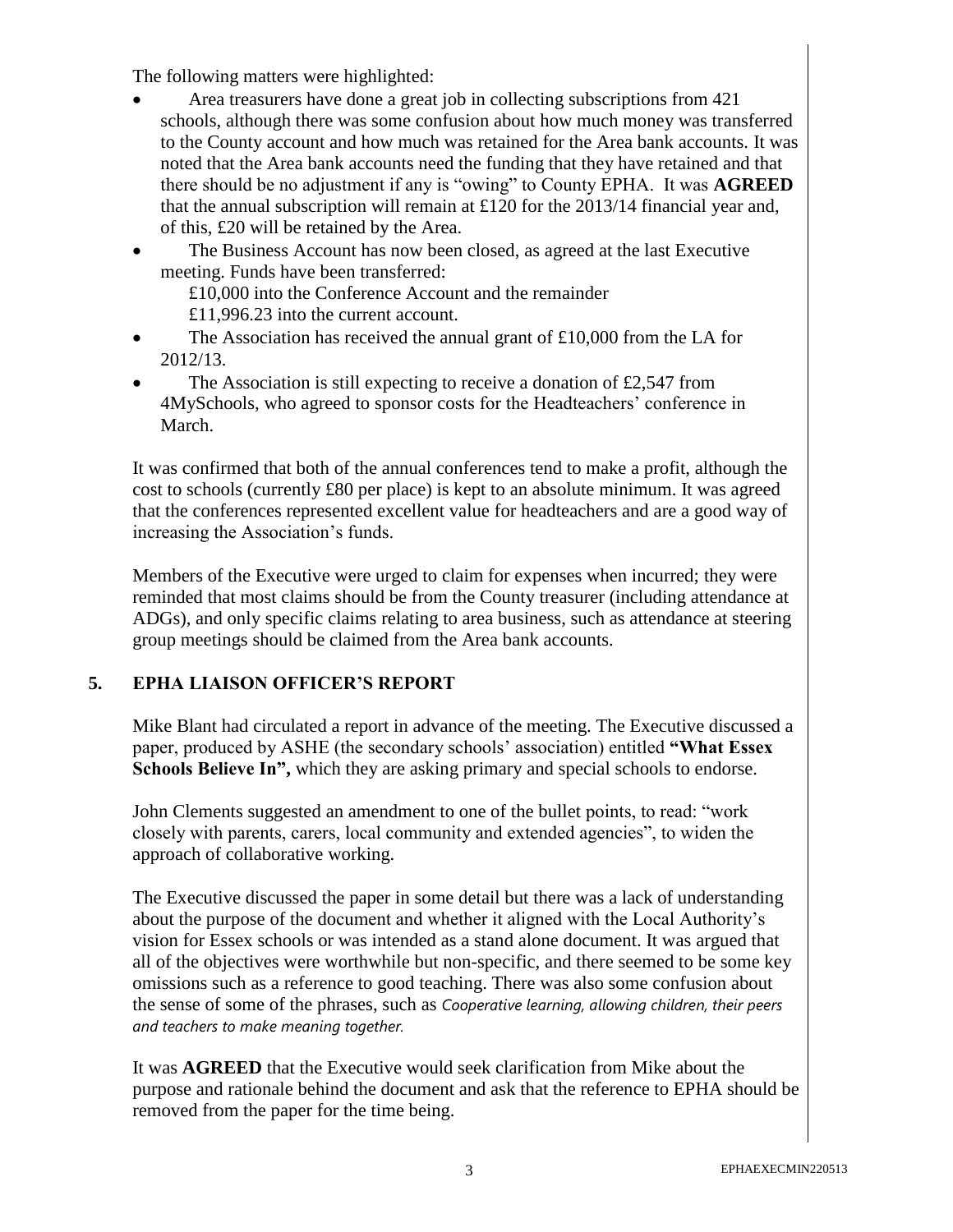The following matters were highlighted:

- Area treasurers have done a great job in collecting subscriptions from 421 schools, although there was some confusion about how much money was transferred to the County account and how much was retained for the Area bank accounts. It was noted that the Area bank accounts need the funding that they have retained and that there should be no adjustment if any is "owing" to County EPHA. It was **AGREED** that the annual subscription will remain at £120 for the 2013/14 financial year and, of this, £20 will be retained by the Area.
- The Business Account has now been closed, as agreed at the last Executive meeting. Funds have been transferred:
  £10,000 into the Conference Account and the remainder
  £11,996.23 into the current account.
- The Association has received the annual grant of £10,000 from the LA for 2012/13.
- The Association is still expecting to receive a donation of £2,547 from 4MySchools, who agreed to sponsor costs for the Headteachers' conference in March.

It was confirmed that both of the annual conferences tend to make a profit, although the cost to schools (currently £80 per place) is kept to an absolute minimum. It was agreed that the conferences represented excellent value for headteachers and are a good way of increasing the Association's funds.

Members of the Executive were urged to claim for expenses when incurred; they were reminded that most claims should be from the County treasurer (including attendance at ADGs), and only specific claims relating to area business, such as attendance at steering group meetings should be claimed from the Area bank accounts.

## 5. EPHA LIAISON OFFICER'S REPORT

Mike Blant had circulated a report in advance of the meeting. The Executive discussed a paper, produced by ASHE (the secondary schools' association) entitled **"What Essex Schools Believe In",** which they are asking primary and special schools to endorse.

John Clements suggested an amendment to one of the bullet points, to read: "work closely with parents, carers, local community and extended agencies", to widen the approach of collaborative working.

The Executive discussed the paper in some detail but there was a lack of understanding about the purpose of the document and whether it aligned with the Local Authority's vision for Essex schools or was intended as a stand alone document. It was argued that all of the objectives were worthwhile but non-specific, and there seemed to be some key omissions such as a reference to good teaching. There was also some confusion about the sense of some of the phrases, such as *Cooperative learning, allowing children, their peers and teachers to make meaning together.*

It was **AGREED** that the Executive would seek clarification from Mike about the purpose and rationale behind the document and ask that the reference to EPHA should be removed from the paper for the time being.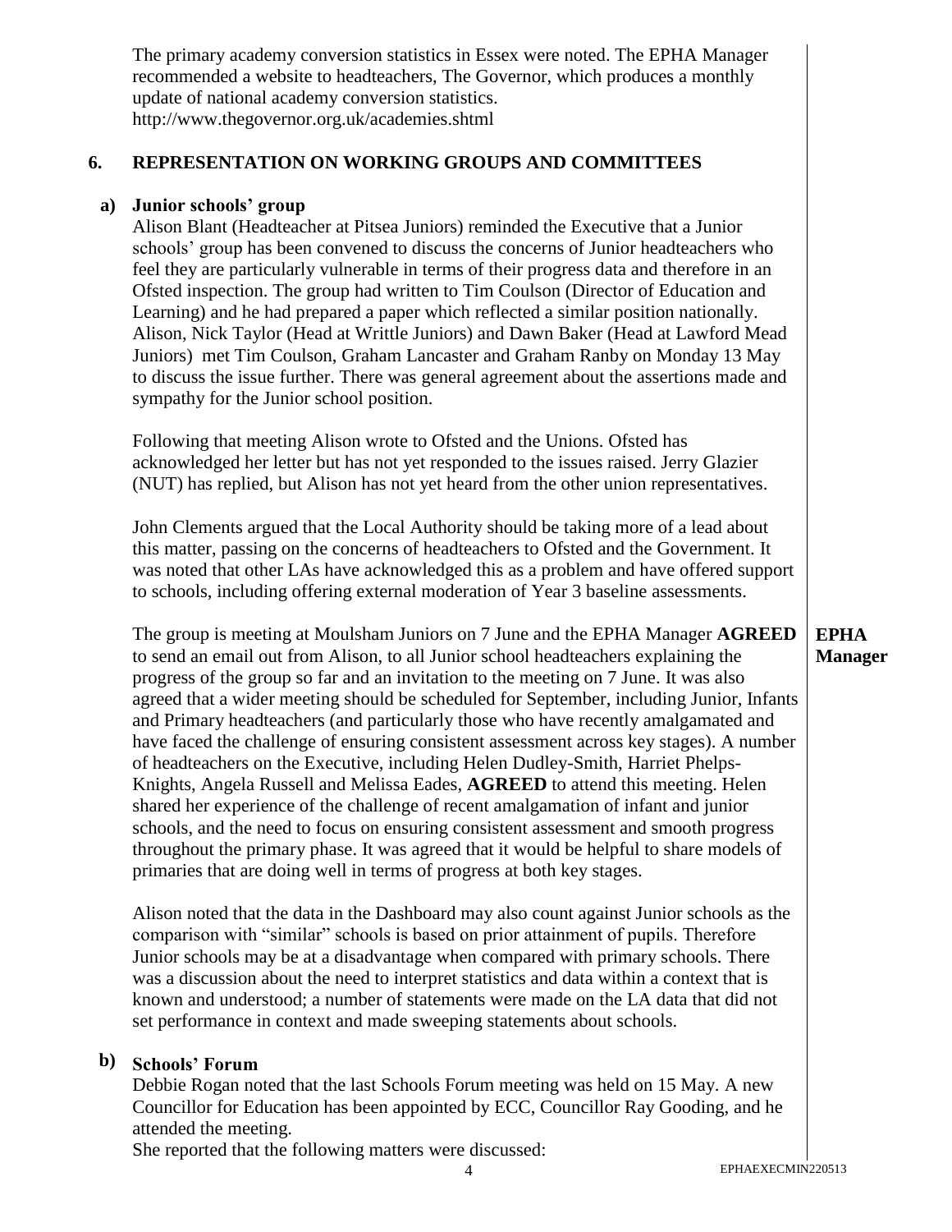The primary academy conversion statistics in Essex were noted. The EPHA Manager recommended a website to headteachers, The Governor, which produces a monthly update of national academy conversion statistics.
http://www.thegovernor.org.uk/academies.shtml

## 6. REPRESENTATION ON WORKING GROUPS AND COMMITTEES

### a) Junior schools' group

Alison Blant (Headteacher at Pitsea Juniors) reminded the Executive that a Junior schools' group has been convened to discuss the concerns of Junior headteachers who feel they are particularly vulnerable in terms of their progress data and therefore in an Ofsted inspection. The group had written to Tim Coulson (Director of Education and Learning) and he had prepared a paper which reflected a similar position nationally. Alison, Nick Taylor (Head at Writtle Juniors) and Dawn Baker (Head at Lawford Mead Juniors) met Tim Coulson, Graham Lancaster and Graham Ranby on Monday 13 May to discuss the issue further. There was general agreement about the assertions made and sympathy for the Junior school position.

Following that meeting Alison wrote to Ofsted and the Unions. Ofsted has acknowledged her letter but has not yet responded to the issues raised. Jerry Glazier (NUT) has replied, but Alison has not yet heard from the other union representatives.

John Clements argued that the Local Authority should be taking more of a lead about this matter, passing on the concerns of headteachers to Ofsted and the Government. It was noted that other LAs have acknowledged this as a problem and have offered support to schools, including offering external moderation of Year 3 baseline assessments.

The group is meeting at Moulsham Juniors on 7 June and the EPHA Manager **AGREED** to send an email out from Alison, to all Junior school headteachers explaining the progress of the group so far and an invitation to the meeting on 7 June. It was also agreed that a wider meeting should be scheduled for September, including Junior, Infants and Primary headteachers (and particularly those who have recently amalgamated and have faced the challenge of ensuring consistent assessment across key stages). A number of headteachers on the Executive, including Helen Dudley-Smith, Harriet Phelps-Knights, Angela Russell and Melissa Eades, **AGREED** to attend this meeting. Helen shared her experience of the challenge of recent amalgamation of infant and junior schools, and the need to focus on ensuring consistent assessment and smooth progress throughout the primary phase. It was agreed that it would be helpful to share models of primaries that are doing well in terms of progress at both key stages.

**EPHA Manager**

Alison noted that the data in the Dashboard may also count against Junior schools as the comparison with "similar" schools is based on prior attainment of pupils. Therefore Junior schools may be at a disadvantage when compared with primary schools. There was a discussion about the need to interpret statistics and data within a context that is known and understood; a number of statements were made on the LA data that did not set performance in context and made sweeping statements about schools.

### b) Schools' Forum

Debbie Rogan noted that the last Schools Forum meeting was held on 15 May. A new Councillor for Education has been appointed by ECC, Councillor Ray Gooding, and he attended the meeting.
She reported that the following matters were discussed: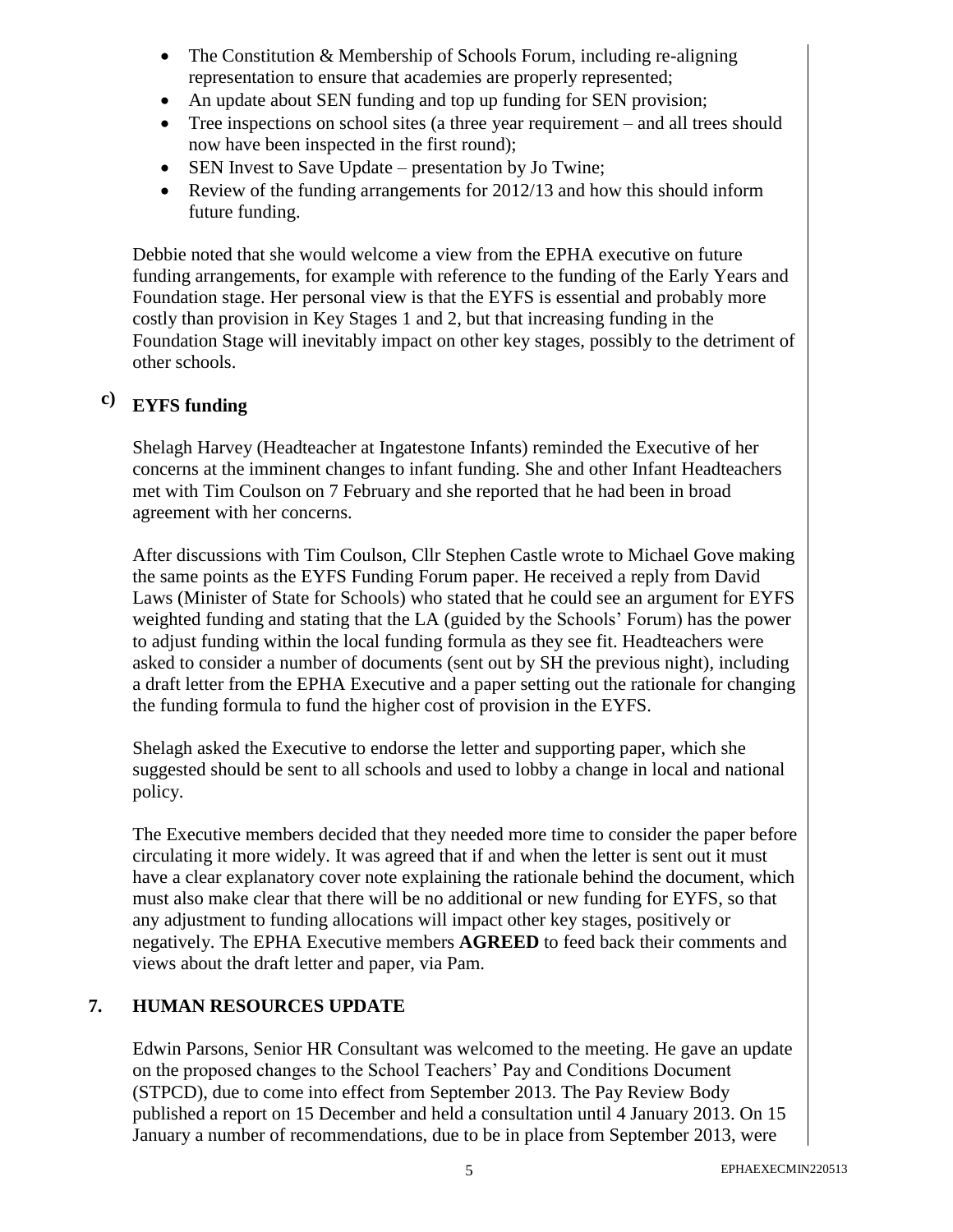- The Constitution & Membership of Schools Forum, including re-aligning representation to ensure that academies are properly represented;
- An update about SEN funding and top up funding for SEN provision;
- Tree inspections on school sites (a three year requirement – and all trees should now have been inspected in the first round);
- SEN Invest to Save Update – presentation by Jo Twine;
- Review of the funding arrangements for 2012/13 and how this should inform future funding.

Debbie noted that she would welcome a view from the EPHA executive on future funding arrangements, for example with reference to the funding of the Early Years and Foundation stage. Her personal view is that the EYFS is essential and probably more costly than provision in Key Stages 1 and 2, but that increasing funding in the Foundation Stage will inevitably impact on other key stages, possibly to the detriment of other schools.

### c) EYFS funding

Shelagh Harvey (Headteacher at Ingatestone Infants) reminded the Executive of her concerns at the imminent changes to infant funding. She and other Infant Headteachers met with Tim Coulson on 7 February and she reported that he had been in broad agreement with her concerns.

After discussions with Tim Coulson, Cllr Stephen Castle wrote to Michael Gove making the same points as the EYFS Funding Forum paper. He received a reply from David Laws (Minister of State for Schools) who stated that he could see an argument for EYFS weighted funding and stating that the LA (guided by the Schools' Forum) has the power to adjust funding within the local funding formula as they see fit. Headteachers were asked to consider a number of documents (sent out by SH the previous night), including a draft letter from the EPHA Executive and a paper setting out the rationale for changing the funding formula to fund the higher cost of provision in the EYFS.

Shelagh asked the Executive to endorse the letter and supporting paper, which she suggested should be sent to all schools and used to lobby a change in local and national policy.

The Executive members decided that they needed more time to consider the paper before circulating it more widely. It was agreed that if and when the letter is sent out it must have a clear explanatory cover note explaining the rationale behind the document, which must also make clear that there will be no additional or new funding for EYFS, so that any adjustment to funding allocations will impact other key stages, positively or negatively. The EPHA Executive members **AGREED** to feed back their comments and views about the draft letter and paper, via Pam.

## 7. HUMAN RESOURCES UPDATE

Edwin Parsons, Senior HR Consultant was welcomed to the meeting. He gave an update on the proposed changes to the School Teachers' Pay and Conditions Document (STPCD), due to come into effect from September 2013. The Pay Review Body published a report on 15 December and held a consultation until 4 January 2013. On 15 January a number of recommendations, due to be in place from September 2013, were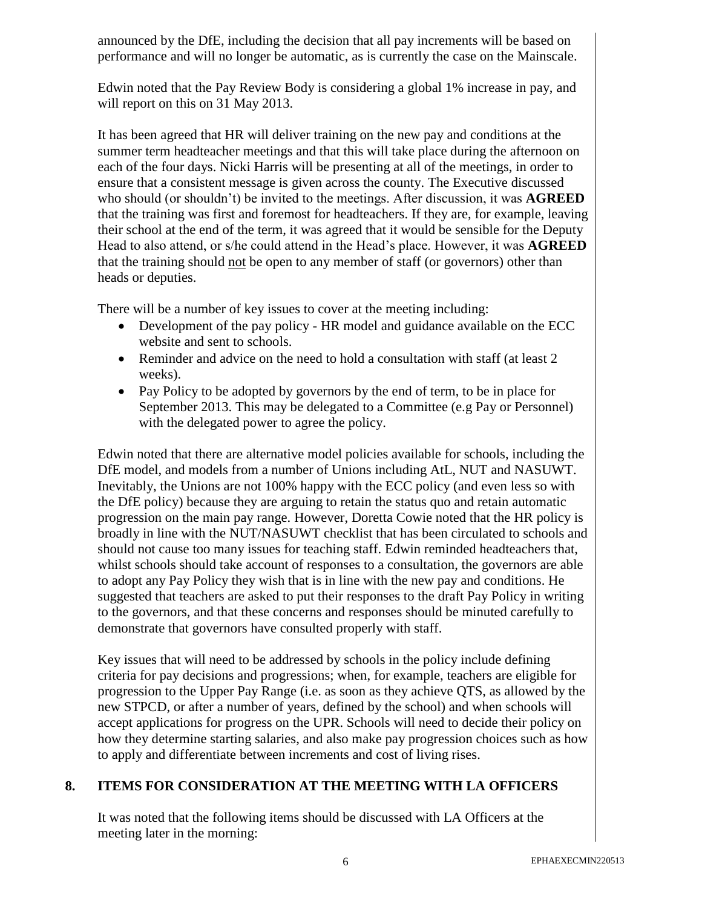announced by the DfE, including the decision that all pay increments will be based on performance and will no longer be automatic, as is currently the case on the Mainscale.

Edwin noted that the Pay Review Body is considering a global 1% increase in pay, and will report on this on 31 May 2013.

It has been agreed that HR will deliver training on the new pay and conditions at the summer term headteacher meetings and that this will take place during the afternoon on each of the four days. Nicki Harris will be presenting at all of the meetings, in order to ensure that a consistent message is given across the county. The Executive discussed who should (or shouldn't) be invited to the meetings. After discussion, it was **AGREED** that the training was first and foremost for headteachers. If they are, for example, leaving their school at the end of the term, it was agreed that it would be sensible for the Deputy Head to also attend, or s/he could attend in the Head's place. However, it was **AGREED** that the training should <u>not</u> be open to any member of staff (or governors) other than heads or deputies.

There will be a number of key issues to cover at the meeting including:

- Development of the pay policy - HR model and guidance available on the ECC website and sent to schools.
- Reminder and advice on the need to hold a consultation with staff (at least 2 weeks).
- Pay Policy to be adopted by governors by the end of term, to be in place for September 2013. This may be delegated to a Committee (e.g Pay or Personnel) with the delegated power to agree the policy.

Edwin noted that there are alternative model policies available for schools, including the DfE model, and models from a number of Unions including AtL, NUT and NASUWT. Inevitably, the Unions are not 100% happy with the ECC policy (and even less so with the DfE policy) because they are arguing to retain the status quo and retain automatic progression on the main pay range. However, Doretta Cowie noted that the HR policy is broadly in line with the NUT/NASUWT checklist that has been circulated to schools and should not cause too many issues for teaching staff. Edwin reminded headteachers that, whilst schools should take account of responses to a consultation, the governors are able to adopt any Pay Policy they wish that is in line with the new pay and conditions. He suggested that teachers are asked to put their responses to the draft Pay Policy in writing to the governors, and that these concerns and responses should be minuted carefully to demonstrate that governors have consulted properly with staff.

Key issues that will need to be addressed by schools in the policy include defining criteria for pay decisions and progressions; when, for example, teachers are eligible for progression to the Upper Pay Range (i.e. as soon as they achieve QTS, as allowed by the new STPCD, or after a number of years, defined by the school) and when schools will accept applications for progress on the UPR. Schools will need to decide their policy on how they determine starting salaries, and also make pay progression choices such as how to apply and differentiate between increments and cost of living rises.

## 8. ITEMS FOR CONSIDERATION AT THE MEETING WITH LA OFFICERS

It was noted that the following items should be discussed with LA Officers at the meeting later in the morning: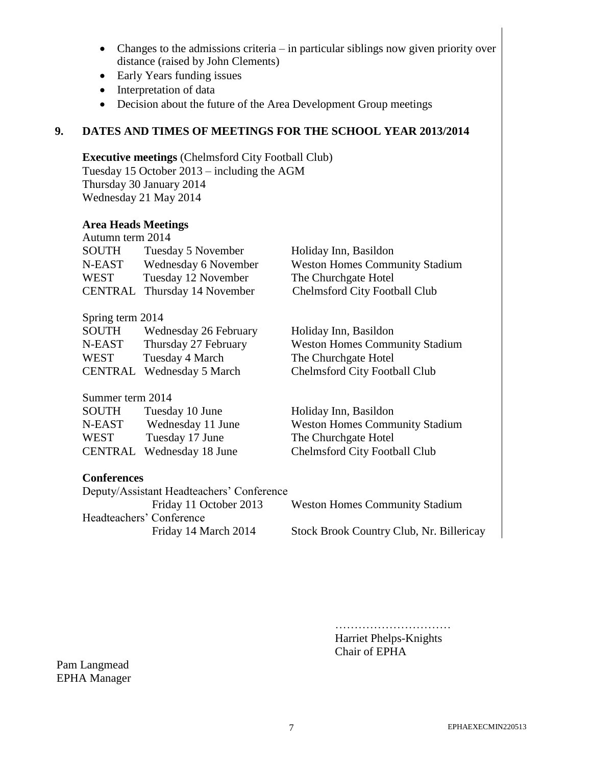- Changes to the admissions criteria – in particular siblings now given priority over distance (raised by John Clements)
- Early Years funding issues
- Interpretation of data
- Decision about the future of the Area Development Group meetings

## 9. DATES AND TIMES OF MEETINGS FOR THE SCHOOL YEAR 2013/2014

**Executive meetings** (Chelmsford City Football Club)
Tuesday 15 October 2013 – including the AGM
Thursday 30 January 2014
Wednesday 21 May 2014

**Area Heads Meetings**

Autumn term 2014

| | | |
|---|---|---|
| SOUTH | Tuesday 5 November | Holiday Inn, Basildon |
| N-EAST | Wednesday 6 November | Weston Homes Community Stadium |
| WEST | Tuesday 12 November | The Churchgate Hotel |
| CENTRAL | Thursday 14 November | Chelmsford City Football Club |

Spring term 2014

| | | |
|---|---|---|
| SOUTH | Wednesday 26 February | Holiday Inn, Basildon |
| N-EAST | Thursday 27 February | Weston Homes Community Stadium |
| WEST | Tuesday 4 March | The Churchgate Hotel |
| CENTRAL | Wednesday 5 March | Chelmsford City Football Club |

Summer term 2014

| | | |
|---|---|---|
| SOUTH | Tuesday 10 June | Holiday Inn, Basildon |
| N-EAST | Wednesday 11 June | Weston Homes Community Stadium |
| WEST | Tuesday 17 June | The Churchgate Hotel |
| CENTRAL | Wednesday 18 June | Chelmsford City Football Club |

**Conferences**

Deputy/Assistant Headteachers' Conference
Friday 11 October 2013 — Weston Homes Community Stadium

Headteachers' Conference
Friday 14 March 2014 — Stock Brook Country Club, Nr. Billericay

…………………………
Harriet Phelps-Knights
Chair of EPHA

Pam Langmead
EPHA Manager